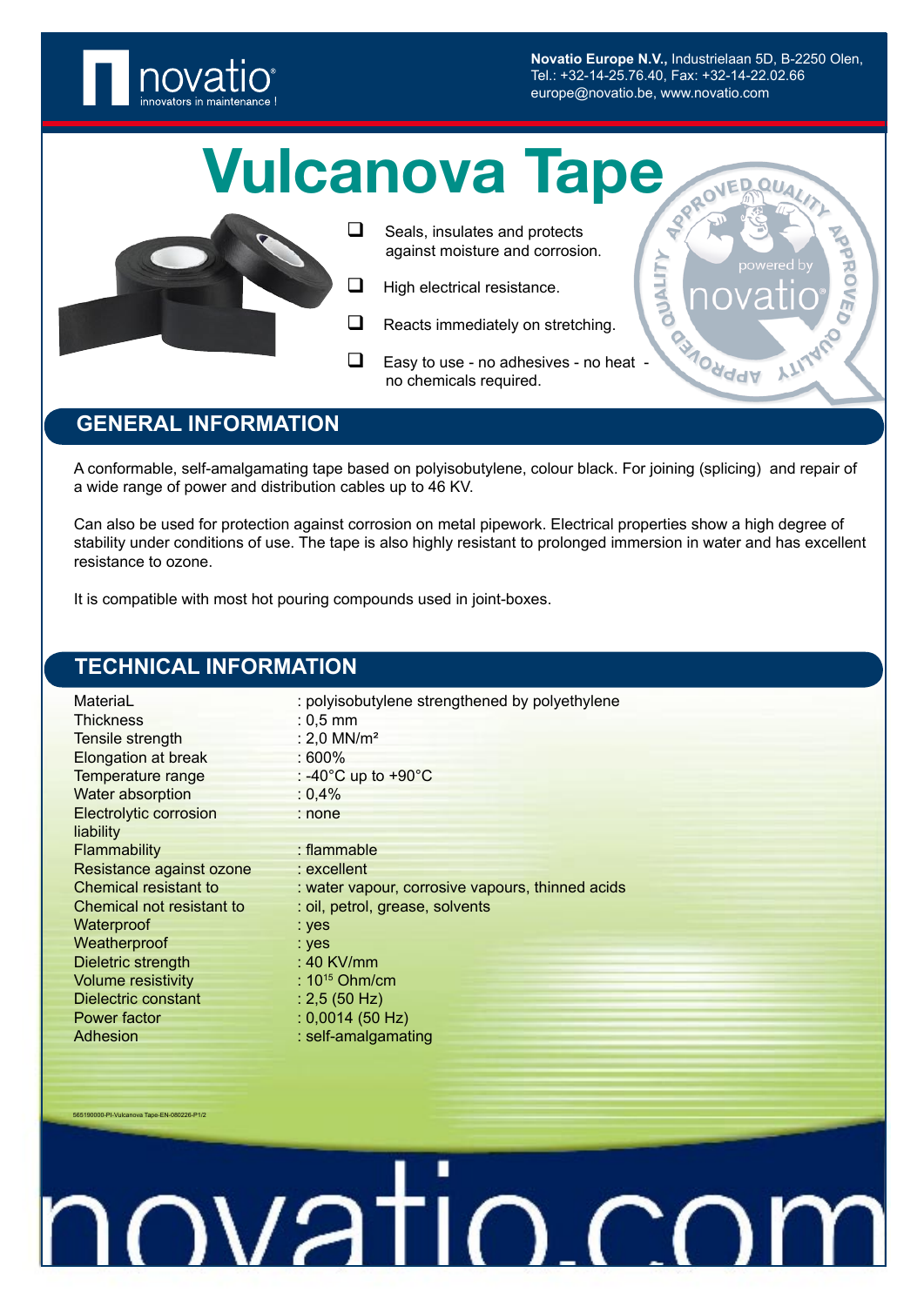Novatio Europe N.V., Industrielaan 5D, B-2250 Olen,
Tel.: +32-14-25.76.40, Fax: +32-14-22.02.66
europe@novatio.be, www.novatio.com

# Vulcanova Tape

- Seals, insulates and protects against moisture and corrosion.
- High electrical resistance.
- Reacts immediately on stretching.
- Easy to use - no adhesives - no heat - no chemicals required.

## GENERAL INFORMATION

A conformable, self-amalgamating tape based on polyisobutylene, colour black. For joining (splicing) and repair of a wide range of power and distribution cables up to 46 KV.

Can also be used for protection against corrosion on metal pipework. Electrical properties show a high degree of stability under conditions of use. The tape is also highly resistant to prolonged immersion in water and has excellent resistance to ozone.

It is compatible with most hot pouring compounds used in joint-boxes.

## TECHNICAL INFORMATION

| | |
|---|---|
| MateriaL | : polyisobutylene strengthened by polyethylene |
| Thickness | : 0,5 mm |
| Tensile strength | : 2,0 MN/m² |
| Elongation at break | : 600% |
| Temperature range | : -40°C up to +90°C |
| Water absorption | : 0,4% |
| Electrolytic corrosion liability | : none |
| Flammability | : flammable |
| Resistance against ozone | : excellent |
| Chemical resistant to | : water vapour, corrosive vapours, thinned acids |
| Chemical not resistant to | : oil, petrol, grease, solvents |
| Waterproof | : yes |
| Weatherproof | : yes |
| Dieletric strength | : 40 KV/mm |
| Volume resistivity | : $10^{15}$ Ohm/cm |
| Dielectric constant | : 2,5 (50 Hz) |
| Power factor | : 0,0014 (50 Hz) |
| Adhesion | : self-amalgamating |

565190000-PI-Vulcanova Tape-EN-080226-P1/2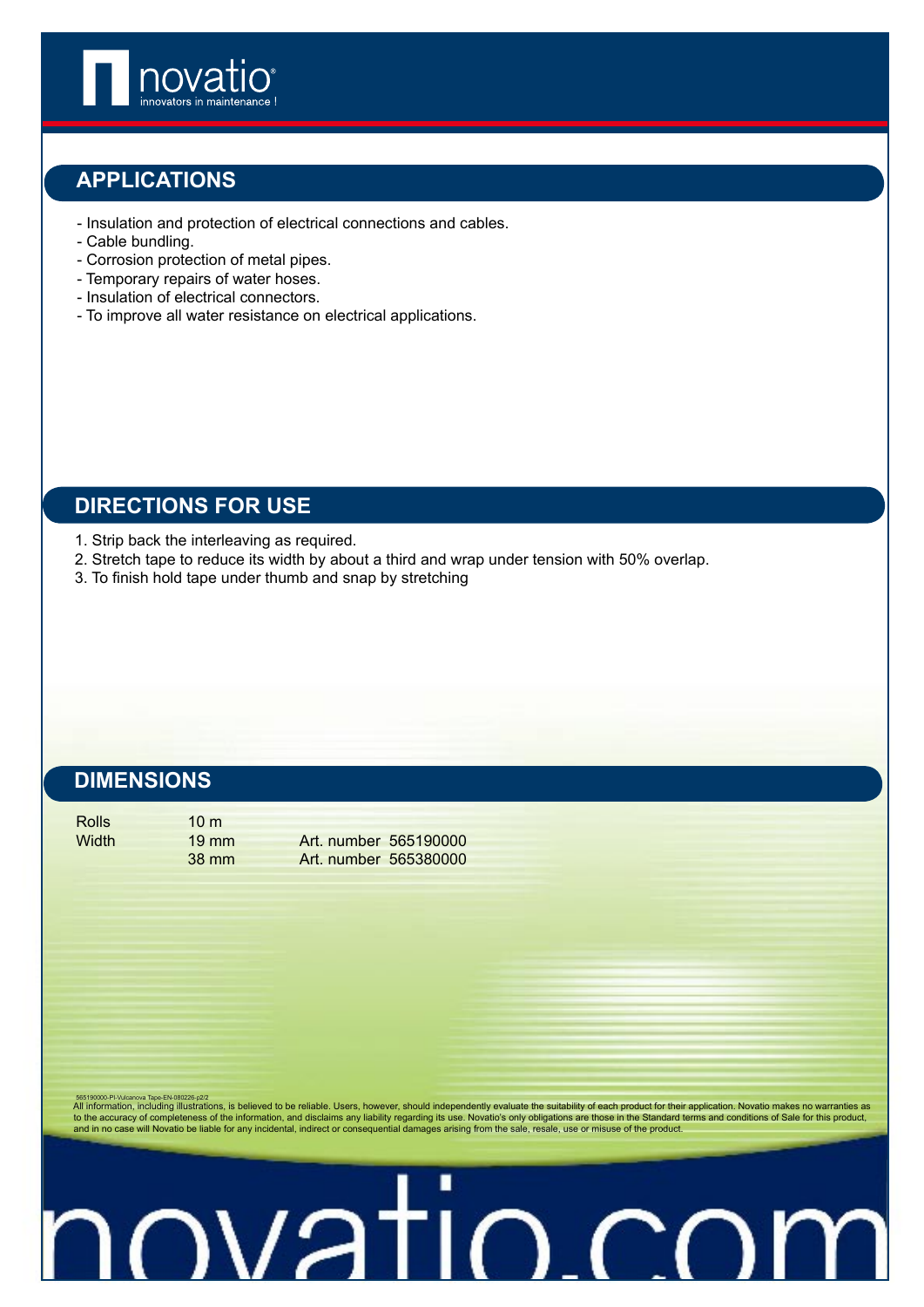## APPLICATIONS

- Insulation and protection of electrical connections and cables.
- Cable bundling.
- Corrosion protection of metal pipes.
- Temporary repairs of water hoses.
- Insulation of electrical connectors.
- To improve all water resistance on electrical applications.

## DIRECTIONS FOR USE

1. Strip back the interleaving as required.
2. Stretch tape to reduce its width by about a third and wrap under tension with 50% overlap.
3. To finish hold tape under thumb and snap by stretching

## DIMENSIONS

| | | |
|---|---|---|
| Rolls | 10 m | |
| Width | 19 mm | Art. number 565190000 |
| | 38 mm | Art. number 565380000 |

565190000-PI-Vulcanova Tape-EN-080226-p2/2

All information, including illustrations, is believed to be reliable. Users, however, should independently evaluate the suitability of each product for their application. Novatio makes no warranties as to the accuracy of completeness of the information, and disclaims any liability regarding its use. Novatio's only obligations are those in the Standard terms and conditions of Sale for this product, and in no case will Novatio be liable for any incidental, indirect or consequential damages arising from the sale, resale, use or misuse of the product.

novatio.com